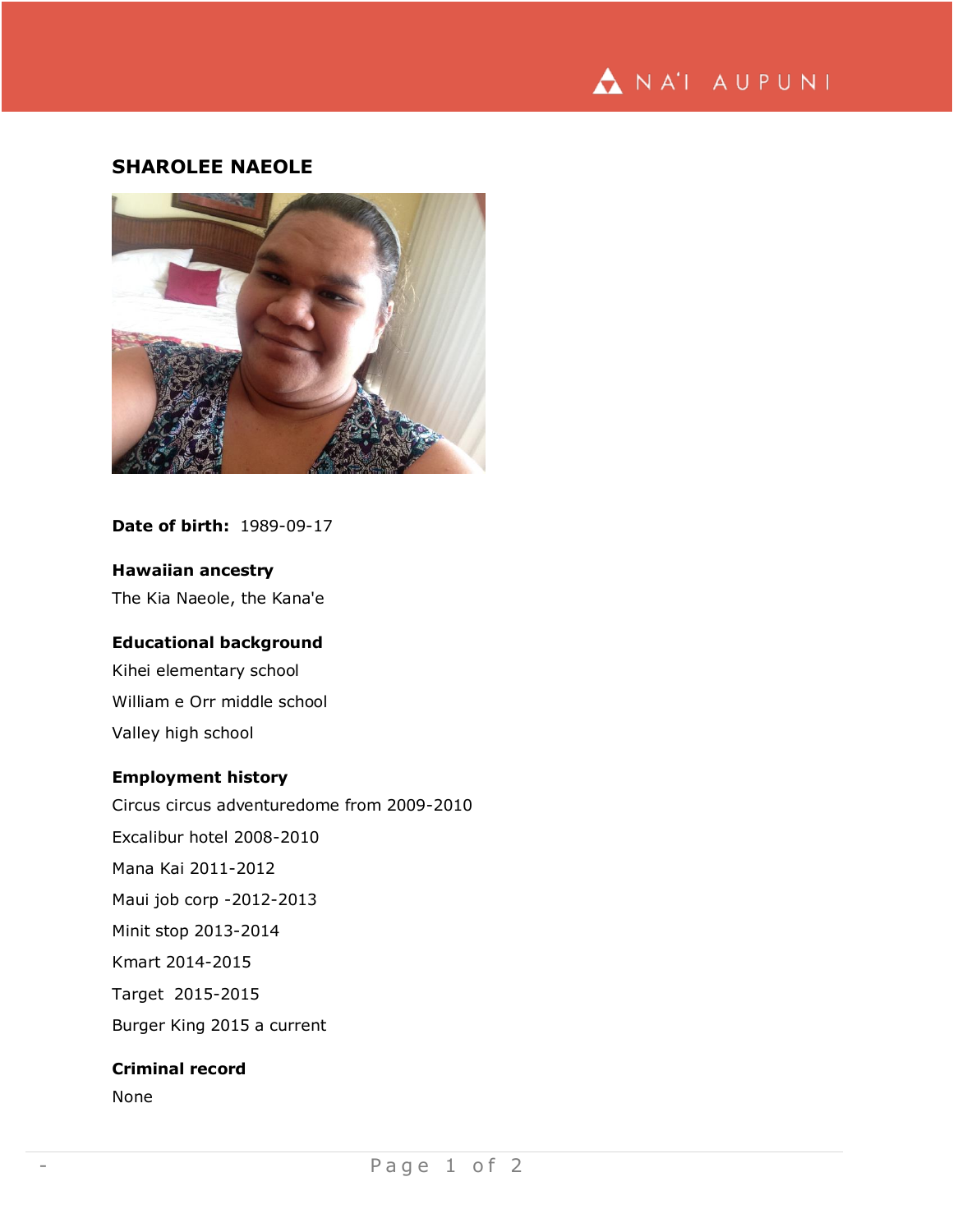# SHAROLEE NAEOLE

**Date of birth:** 1989-09-17

**Hawaiian ancestry**

The Kia Naeole, the Kana'e

**Educational background**

Kihei elementary school

William e Orr middle school

Valley high school

**Employment history**

Circus circus adventuredome from 2009-2010

Excalibur hotel 2008-2010

Mana Kai 2011-2012

Maui job corp -2012-2013

Minit stop 2013-2014

Kmart 2014-2015

Target 2015-2015

Burger King 2015 a current

**Criminal record**

None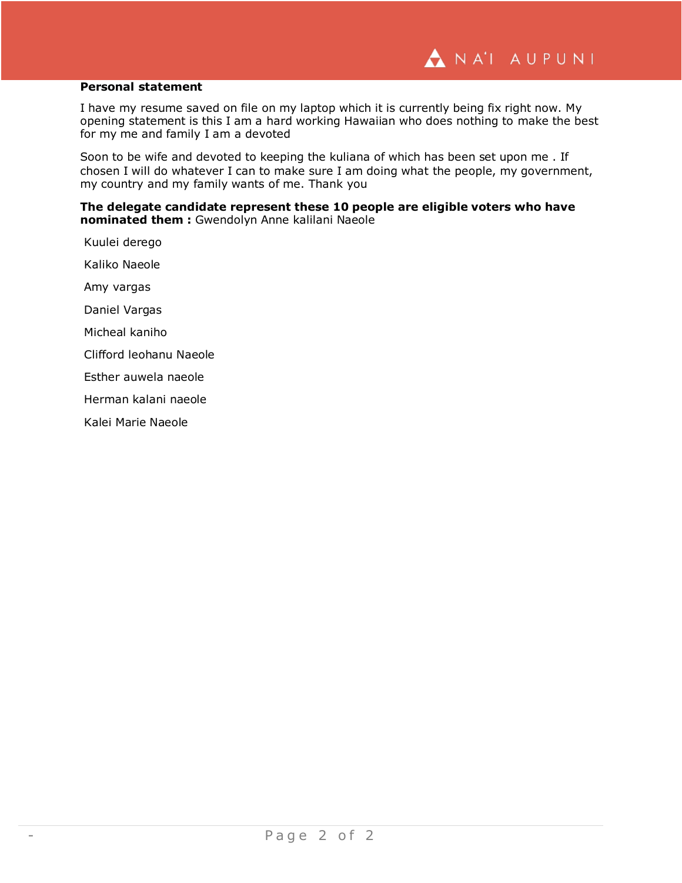**Personal statement**

I have my resume saved on file on my laptop which it is currently being fix right now. My opening statement is this I am a hard working Hawaiian who does nothing to make the best for my me and family I am a devoted

Soon to be wife and devoted to keeping the kuliana of which has been set upon me . If chosen I will do whatever I can to make sure I am doing what the people, my government, my country and my family wants of me. Thank you

**The delegate candidate represent these 10 people are eligible voters who have nominated them :** Gwendolyn Anne kalilani Naeole

Kuulei derego

Kaliko Naeole

Amy vargas

Daniel Vargas

Micheal kaniho

Clifford leohanu Naeole

Esther auwela naeole

Herman kalani naeole

Kalei Marie Naeole